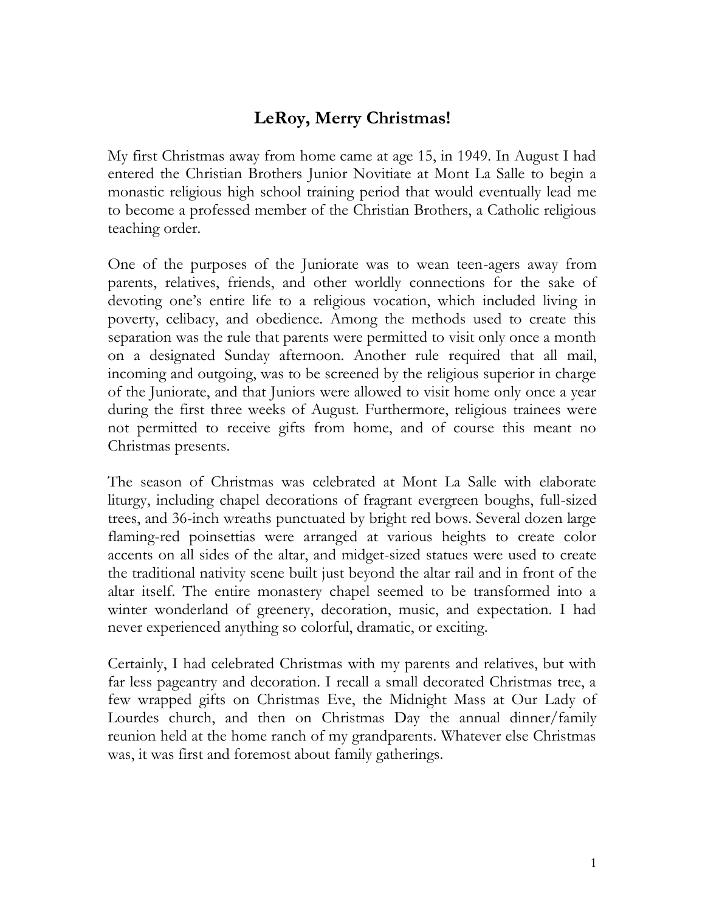# LeRoy, Merry Christmas!

My first Christmas away from home came at age 15, in 1949. In August I had entered the Christian Brothers Junior Novitiate at Mont La Salle to begin a monastic religious high school training period that would eventually lead me to become a professed member of the Christian Brothers, a Catholic religious teaching order.

One of the purposes of the Juniorate was to wean teen-agers away from parents, relatives, friends, and other worldly connections for the sake of devoting one's entire life to a religious vocation, which included living in poverty, celibacy, and obedience. Among the methods used to create this separation was the rule that parents were permitted to visit only once a month on a designated Sunday afternoon. Another rule required that all mail, incoming and outgoing, was to be screened by the religious superior in charge of the Juniorate, and that Juniors were allowed to visit home only once a year during the first three weeks of August. Furthermore, religious trainees were not permitted to receive gifts from home, and of course this meant no Christmas presents.

The season of Christmas was celebrated at Mont La Salle with elaborate liturgy, including chapel decorations of fragrant evergreen boughs, full-sized trees, and 36-inch wreaths punctuated by bright red bows. Several dozen large flaming-red poinsettias were arranged at various heights to create color accents on all sides of the altar, and midget-sized statues were used to create the traditional nativity scene built just beyond the altar rail and in front of the altar itself. The entire monastery chapel seemed to be transformed into a winter wonderland of greenery, decoration, music, and expectation. I had never experienced anything so colorful, dramatic, or exciting.

Certainly, I had celebrated Christmas with my parents and relatives, but with far less pageantry and decoration. I recall a small decorated Christmas tree, a few wrapped gifts on Christmas Eve, the Midnight Mass at Our Lady of Lourdes church, and then on Christmas Day the annual dinner/family reunion held at the home ranch of my grandparents. Whatever else Christmas was, it was first and foremost about family gatherings.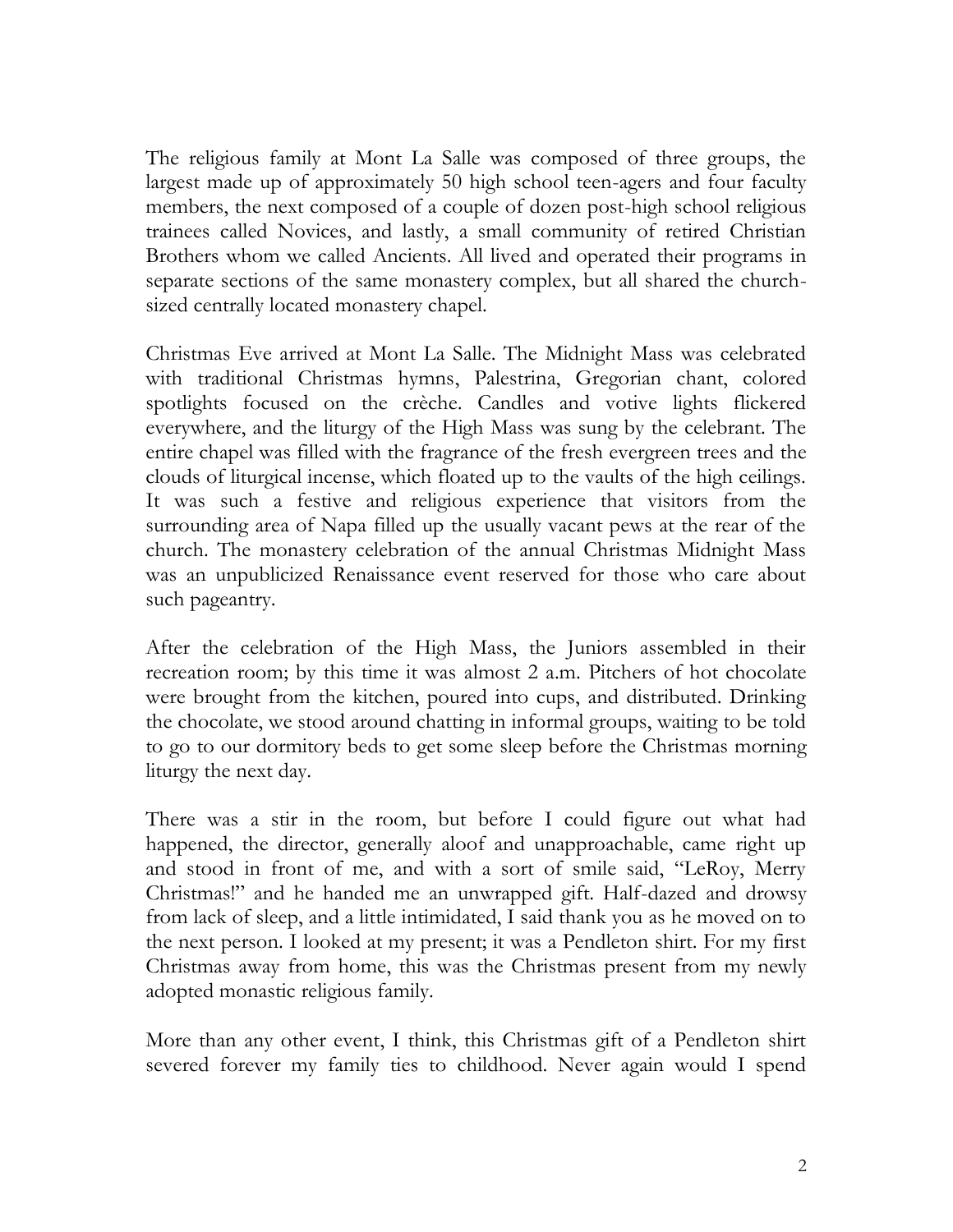The religious family at Mont La Salle was composed of three groups, the largest made up of approximately 50 high school teen-agers and four faculty members, the next composed of a couple of dozen post-high school religious trainees called Novices, and lastly, a small community of retired Christian Brothers whom we called Ancients. All lived and operated their programs in separate sections of the same monastery complex, but all shared the church-sized centrally located monastery chapel.

Christmas Eve arrived at Mont La Salle. The Midnight Mass was celebrated with traditional Christmas hymns, Palestrina, Gregorian chant, colored spotlights focused on the crèche. Candles and votive lights flickered everywhere, and the liturgy of the High Mass was sung by the celebrant. The entire chapel was filled with the fragrance of the fresh evergreen trees and the clouds of liturgical incense, which floated up to the vaults of the high ceilings. It was such a festive and religious experience that visitors from the surrounding area of Napa filled up the usually vacant pews at the rear of the church. The monastery celebration of the annual Christmas Midnight Mass was an unpublicized Renaissance event reserved for those who care about such pageantry.

After the celebration of the High Mass, the Juniors assembled in their recreation room; by this time it was almost 2 a.m. Pitchers of hot chocolate were brought from the kitchen, poured into cups, and distributed. Drinking the chocolate, we stood around chatting in informal groups, waiting to be told to go to our dormitory beds to get some sleep before the Christmas morning liturgy the next day.

There was a stir in the room, but before I could figure out what had happened, the director, generally aloof and unapproachable, came right up and stood in front of me, and with a sort of smile said, "LeRoy, Merry Christmas!" and he handed me an unwrapped gift. Half-dazed and drowsy from lack of sleep, and a little intimidated, I said thank you as he moved on to the next person. I looked at my present; it was a Pendleton shirt. For my first Christmas away from home, this was the Christmas present from my newly adopted monastic religious family.

More than any other event, I think, this Christmas gift of a Pendleton shirt severed forever my family ties to childhood. Never again would I spend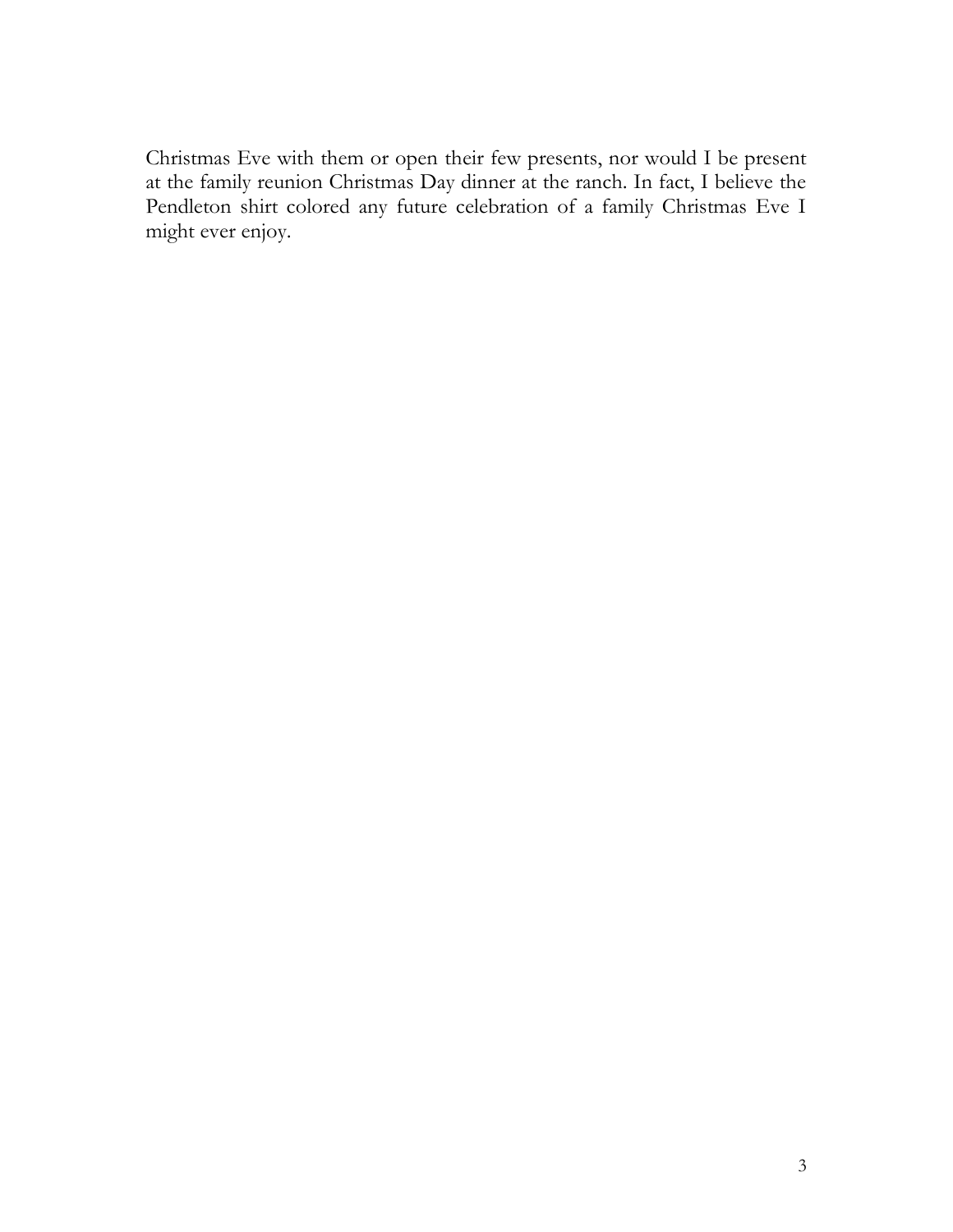Christmas Eve with them or open their few presents, nor would I be present at the family reunion Christmas Day dinner at the ranch. In fact, I believe the Pendleton shirt colored any future celebration of a family Christmas Eve I might ever enjoy.